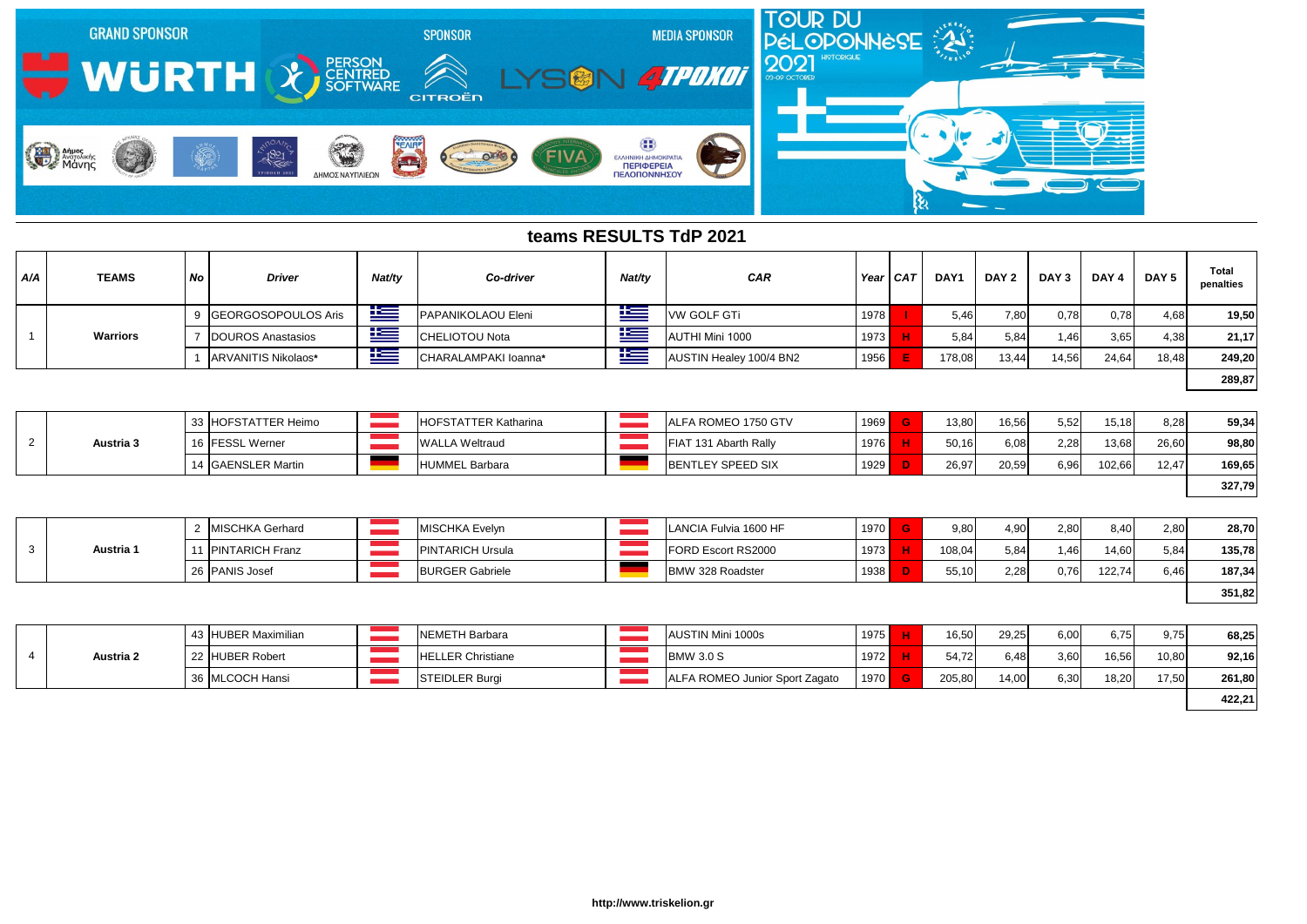GRAND SPONSOR WÜRTH | PERSON CENTRED SOFTWARE | SPONSOR CITROËN | LYSON | MEDIA SPONSOR 4ΤΡΟΧΟΙ

TOUR DU PÉLOPONNÈSE 2021 HISTORIQUE 03-09 OCTOBER

## teams RESULTS TdP 2021

| A/A | TEAMS | No | Driver | Nat/ty | Co-driver | Nat/ty | CAR | Year | CAT | DAY1 | DAY 2 | DAY 3 | DAY 4 | DAY 5 | Total penalties |
|---|---|---|---|---|---|---|---|---|---|---|---|---|---|---|---|
| 1 | Warriors | 9 | GEORGOSOPOULOS Aris | | PAPANIKOLAOU Eleni | | VW GOLF GTi | 1978 | I | 5,46 | 7,80 | 0,78 | 0,78 | 4,68 | 19,50 |
| | | 7 | DOUROS Anastasios | | CHELIOTOU Nota | | AUTHI Mini 1000 | 1973 | H | 5,84 | 5,84 | 1,46 | 3,65 | 4,38 | 21,17 |
| | | 1 | ARVANITIS Nikolaos* | | CHARALAMPAKI Ioanna* | | AUSTIN Healey 100/4 BN2 | 1956 | E | 178,08 | 13,44 | 14,56 | 24,64 | 18,48 | 249,20 |
| | | | | | | | | | | | | | | | 289,87 |
| 2 | Austria 3 | 33 | HOFSTATTER Heimo | | HOFSTATTER Katharina | | ALFA ROMEO 1750 GTV | 1969 | G | 13,80 | 16,56 | 5,52 | 15,18 | 8,28 | 59,34 |
| | | 16 | FESSL Werner | | WALLA Weltraud | | FIAT 131 Abarth Rally | 1976 | H | 50,16 | 6,08 | 2,28 | 13,68 | 26,60 | 98,80 |
| | | 14 | GAENSLER Martin | | HUMMEL Barbara | | BENTLEY SPEED SIX | 1929 | D | 26,97 | 20,59 | 6,96 | 102,66 | 12,47 | 169,65 |
| | | | | | | | | | | | | | | | 327,79 |
| 3 | Austria 1 | 2 | MISCHKA Gerhard | | MISCHKA Evelyn | | LANCIA Fulvia 1600 HF | 1970 | G | 9,80 | 4,90 | 2,80 | 8,40 | 2,80 | 28,70 |
| | | 11 | PINTARICH Franz | | PINTARICH Ursula | | FORD Escort RS2000 | 1973 | H | 108,04 | 5,84 | 1,46 | 14,60 | 5,84 | 135,78 |
| | | 26 | PANIS Josef | | BURGER Gabriele | | BMW 328 Roadster | 1938 | D | 55,10 | 2,28 | 0,76 | 122,74 | 6,46 | 187,34 |
| | | | | | | | | | | | | | | | 351,82 |
| 4 | Austria 2 | 43 | HUBER Maximilian | | NEMETH Barbara | | AUSTIN Mini 1000s | 1975 | H | 16,50 | 29,25 | 6,00 | 6,75 | 9,75 | 68,25 |
| | | 22 | HUBER Robert | | HELLER Christiane | | BMW 3.0 S | 1972 | H | 54,72 | 6,48 | 3,60 | 16,56 | 10,80 | 92,16 |
| | | 36 | MLCOCH Hansi | | STEIDLER Burgi | | ALFA ROMEO Junior Sport Zagato | 1970 | G | 205,80 | 14,00 | 6,30 | 18,20 | 17,50 | 261,80 |
| | | | | | | | | | | | | | | | 422,21 |

http://www.triskelion.gr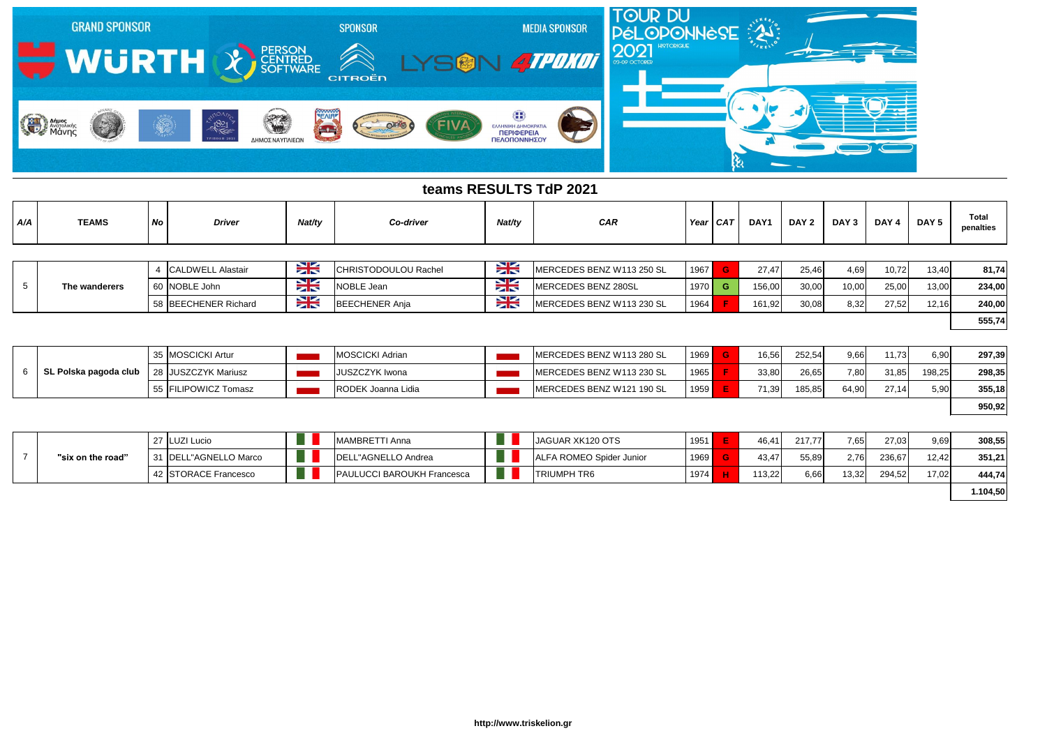GRAND SPONSOR

WÜRTH

SPONSOR

PERSON CENTRED SOFTWARE

CITROËN

MEDIA SPONSOR

LYSON 4TPOXOI

TOUR DU PÉLOPONNÈSE 2021 HISTORIQUE 03-09 OCTOBER

Δήμος Ανατολικής Μάνης

ΔΗΜΟΣ ΝΑΥΠΛΙΕΩΝ

FIVA

ΕΛΛΗΝΙΚΗ ΔΗΜΟΚΡΑΤΙΑ ΠΕΡΙΦΕΡΕΙΑ ΠΕΛΟΠΟΝΝΗΣΟΥ

## teams RESULTS TdP 2021

| A/A | TEAMS | No | Driver | Nat/ty | Co-driver | Nat/ty | CAR | Year | CAT | DAY1 | DAY 2 | DAY 3 | DAY 4 | DAY 5 | Total penalties |
|---|---|---|---|---|---|---|---|---|---|---|---|---|---|---|---|
| 5 | The wanderers | 4 | CALDWELL Alastair | | CHRISTODOULOU Rachel | | MERCEDES BENZ W113 250 SL | 1967 | G | 27,47 | 25,46 | 4,69 | 10,72 | 13,40 | 81,74 |
| | | 60 | NOBLE John | | NOBLE Jean | | MERCEDES BENZ 280SL | 1970 | G | 156,00 | 30,00 | 10,00 | 25,00 | 13,00 | 234,00 |
| | | 58 | BEECHENER Richard | | BEECHENER Anja | | MERCEDES BENZ W113 230 SL | 1964 | F | 161,92 | 30,08 | 8,32 | 27,52 | 12,16 | 240,00 |
| | | | | | | | | | | | | | | | 555,74 |
| 6 | SL Polska pagoda club | 35 | MOSCICKI Artur | | MOSCICKI Adrian | | MERCEDES BENZ W113 280 SL | 1969 | G | 16,56 | 252,54 | 9,66 | 11,73 | 6,90 | 297,39 |
| | | 28 | JUSZCZYK Mariusz | | JUSZCZYK Iwona | | MERCEDES BENZ W113 230 SL | 1965 | F | 33,80 | 26,65 | 7,80 | 31,85 | 198,25 | 298,35 |
| | | 55 | FILIPOWICZ Tomasz | | RODEK Joanna Lidia | | MERCEDES BENZ W121 190 SL | 1959 | E | 71,39 | 185,85 | 64,90 | 27,14 | 5,90 | 355,18 |
| | | | | | | | | | | | | | | | 950,92 |
| 7 | "six on the road" | 27 | LUZI Lucio | | MAMBRETTI Anna | | JAGUAR XK120 OTS | 1951 | E | 46,41 | 217,77 | 7,65 | 27,03 | 9,69 | 308,55 |
| | | 31 | DELL"AGNELLO Marco | | DELL"AGNELLO Andrea | | ALFA ROMEO Spider Junior | 1969 | G | 43,47 | 55,89 | 2,76 | 236,67 | 12,42 | 351,21 |
| | | 42 | STORACE Francesco | | PAULUCCI BAROUKH Francesca | | TRIUMPH TR6 | 1974 | H | 113,22 | 6,66 | 13,32 | 294,52 | 17,02 | 444,74 |
| | | | | | | | | | | | | | | | 1.104,50 |

http://www.triskelion.gr